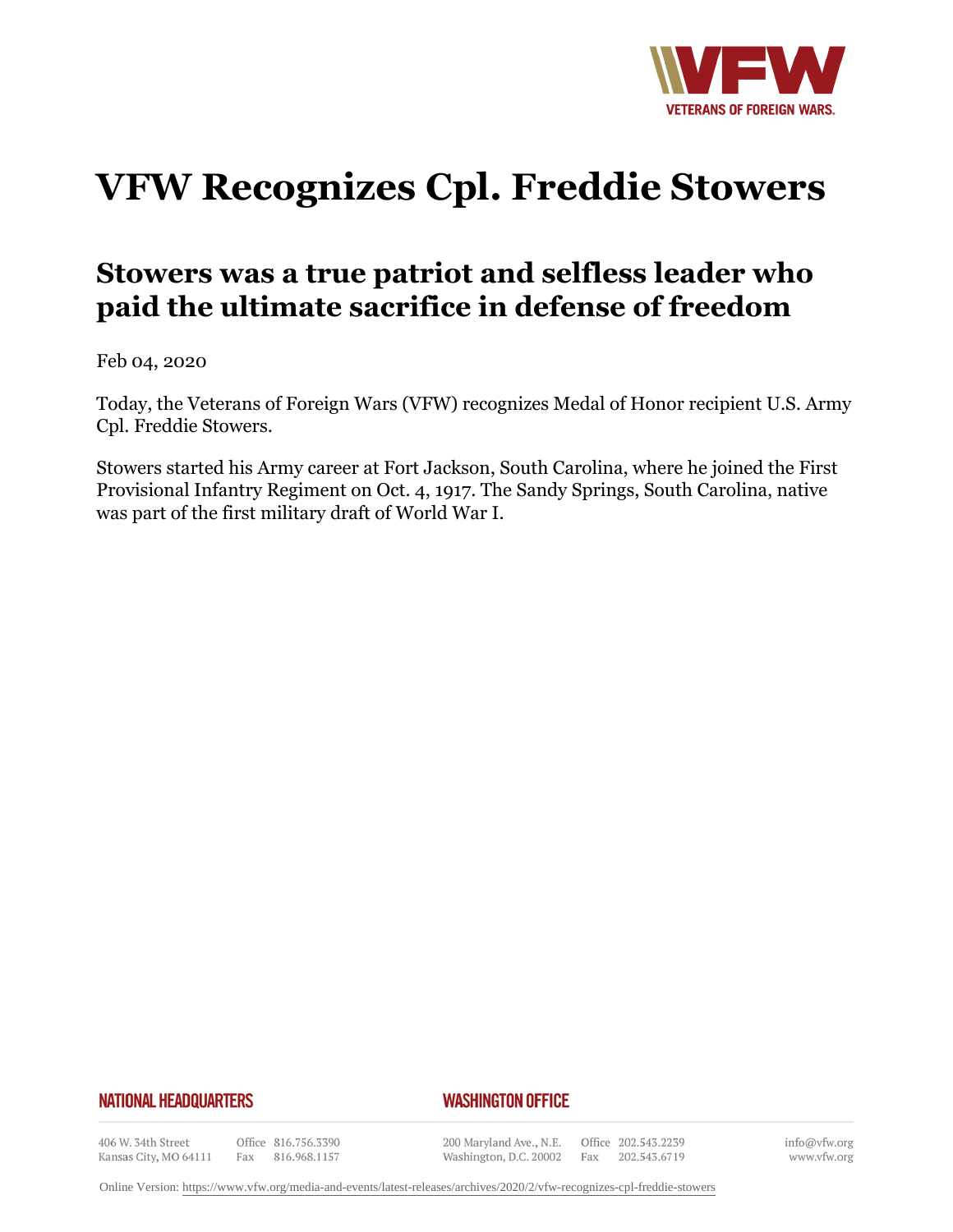# VFW Recognizes Cpl. Freddie Stowers

## Stowers was a true patriot and selfless leader who paid the ultimate sacrifice in defense of freedom

Feb 04, 2020

Today, the Veterans of Foreign Wars (VFW) recognizes Medal of Honor recipient U.S. Army Cpl. Freddie Stowers.

Stowers started his Army career at Fort Jackson, South Carolina, where he joined the First Provisional Infantry Regiment on Oct. 4, 1917. The Sandy Springs, South Carolina, native was part of the first military draft of World War I.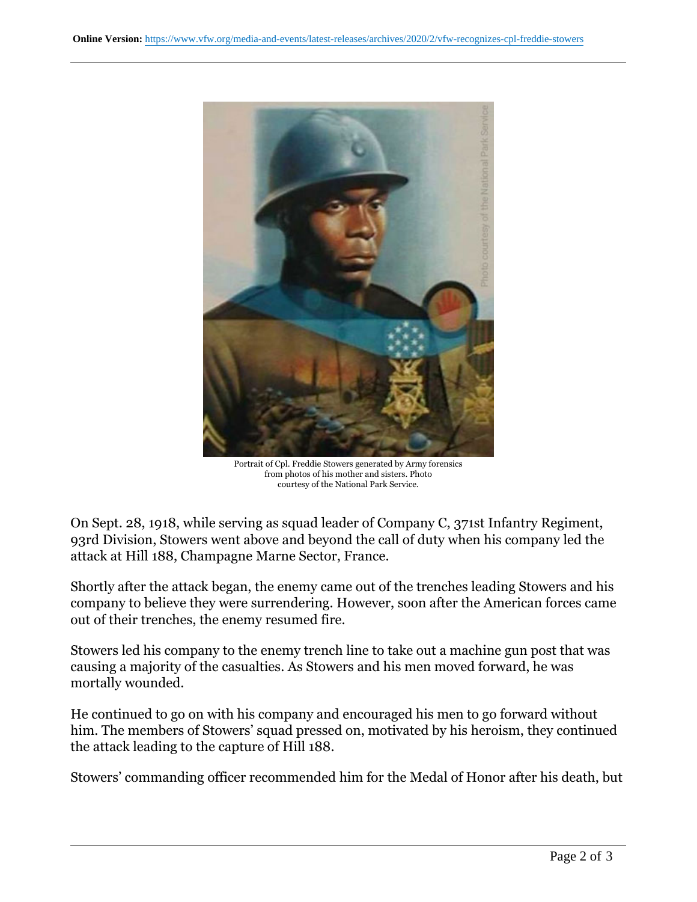**Online Version:** https://www.vfw.org/media-and-events/latest-releases/archives/2020/2/vfw-recognizes-cpl-freddie-stowers

Portrait of Cpl. Freddie Stowers generated by Army forensics from photos of his mother and sisters. Photo courtesy of the National Park Service.

On Sept. 28, 1918, while serving as squad leader of Company C, 371st Infantry Regiment, 93rd Division, Stowers went above and beyond the call of duty when his company led the attack at Hill 188, Champagne Marne Sector, France.

Shortly after the attack began, the enemy came out of the trenches leading Stowers and his company to believe they were surrendering. However, soon after the American forces came out of their trenches, the enemy resumed fire.

Stowers led his company to the enemy trench line to take out a machine gun post that was causing a majority of the casualties. As Stowers and his men moved forward, he was mortally wounded.

He continued to go on with his company and encouraged his men to go forward without him. The members of Stowers' squad pressed on, motivated by his heroism, they continued the attack leading to the capture of Hill 188.

Stowers' commanding officer recommended him for the Medal of Honor after his death, but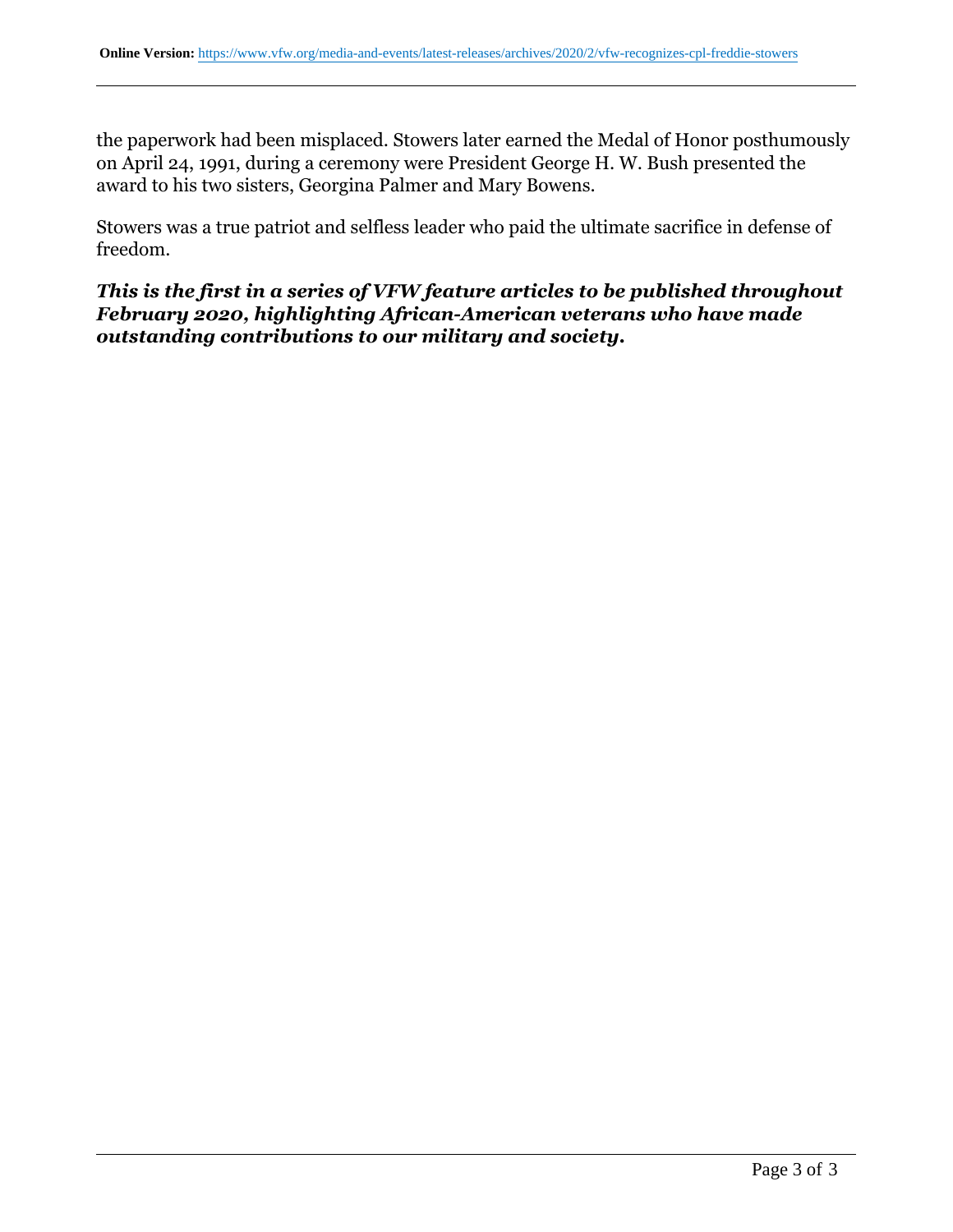the paperwork had been misplaced. Stowers later earned the Medal of Honor posthumously on April 24, 1991, during a ceremony were President George H. W. Bush presented the award to his two sisters, Georgina Palmer and Mary Bowens.

Stowers was a true patriot and selfless leader who paid the ultimate sacrifice in defense of freedom.

***This is the first in a series of VFW feature articles to be published throughout February 2020, highlighting African-American veterans who have made outstanding contributions to our military and society.***